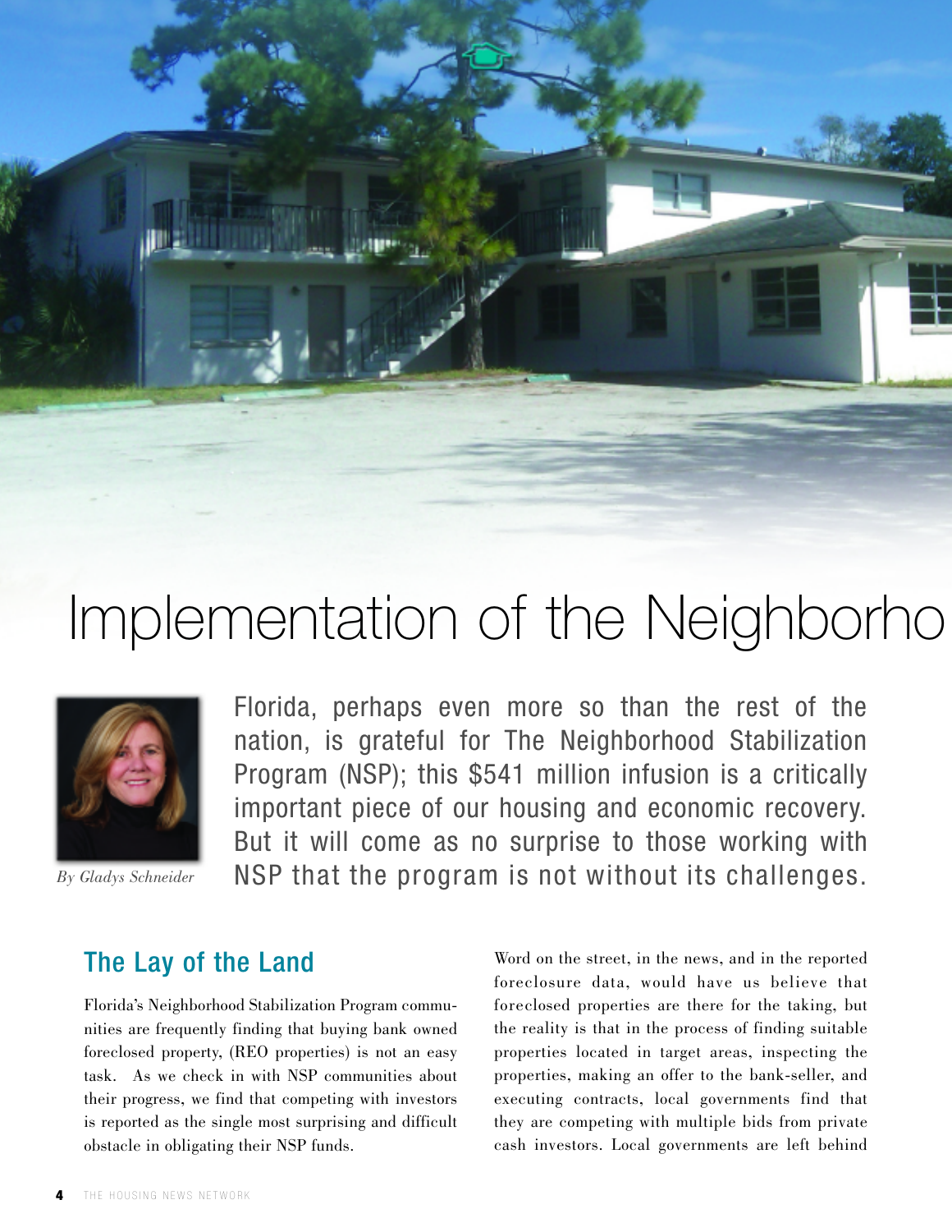# Implementation of the Neighborho

By Gladys Schneider

Florida, perhaps even more so than the rest of the nation, is grateful for The Neighborhood Stabilization Program (NSP); this $541 million infusion is a critically important piece of our housing and economic recovery. But it will come as no surprise to those working with NSP that the program is not without its challenges.

## The Lay of the Land

Florida's Neighborhood Stabilization Program communities are frequently finding that buying bank owned foreclosed property, (REO properties) is not an easy task. As we check in with NSP communities about their progress, we find that competing with investors is reported as the single most surprising and difficult obstacle in obligating their NSP funds.

Word on the street, in the news, and in the reported foreclosure data, would have us believe that foreclosed properties are there for the taking, but the reality is that in the process of finding suitable properties located in target areas, inspecting the properties, making an offer to the bank-seller, and executing contracts, local governments find that they are competing with multiple bids from private cash investors. Local governments are left behind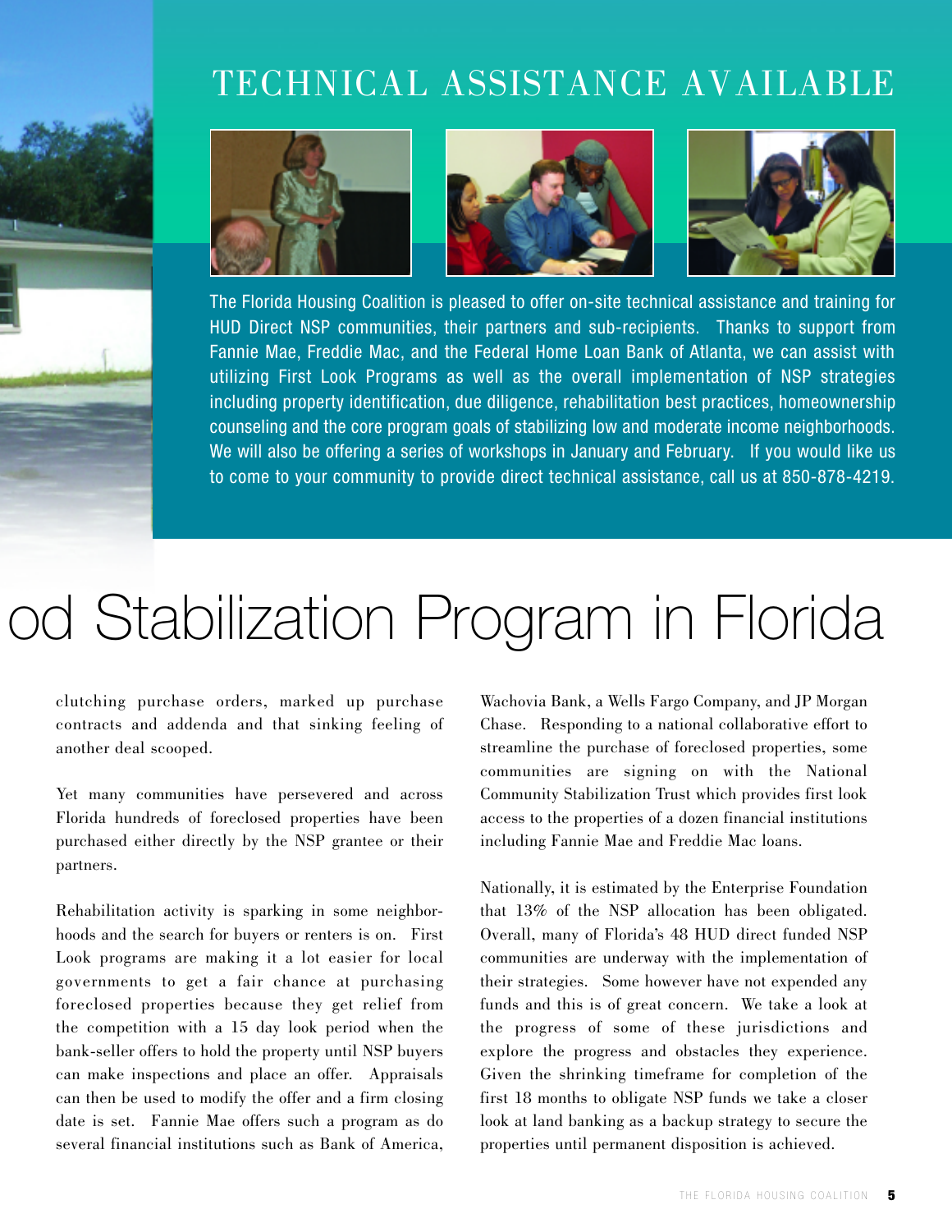## TECHNICAL ASSISTANCE AVAILABLE

The Florida Housing Coalition is pleased to offer on-site technical assistance and training for HUD Direct NSP communities, their partners and sub-recipients. Thanks to support from Fannie Mae, Freddie Mac, and the Federal Home Loan Bank of Atlanta, we can assist with utilizing First Look Programs as well as the overall implementation of NSP strategies including property identification, due diligence, rehabilitation best practices, homeownership counseling and the core program goals of stabilizing low and moderate income neighborhoods. We will also be offering a series of workshops in January and February. If you would like us to come to your community to provide direct technical assistance, call us at 850-878-4219.

# od Stabilization Program in Florida

clutching purchase orders, marked up purchase contracts and addenda and that sinking feeling of another deal scooped.

Yet many communities have persevered and across Florida hundreds of foreclosed properties have been purchased either directly by the NSP grantee or their partners.

Rehabilitation activity is sparking in some neighborhoods and the search for buyers or renters is on. First Look programs are making it a lot easier for local governments to get a fair chance at purchasing foreclosed properties because they get relief from the competition with a 15 day look period when the bank-seller offers to hold the property until NSP buyers can make inspections and place an offer. Appraisals can then be used to modify the offer and a firm closing date is set. Fannie Mae offers such a program as do several financial institutions such as Bank of America, Wachovia Bank, a Wells Fargo Company, and JP Morgan Chase. Responding to a national collaborative effort to streamline the purchase of foreclosed properties, some communities are signing on with the National Community Stabilization Trust which provides first look access to the properties of a dozen financial institutions including Fannie Mae and Freddie Mac loans.

Nationally, it is estimated by the Enterprise Foundation that 13% of the NSP allocation has been obligated. Overall, many of Florida's 48 HUD direct funded NSP communities are underway with the implementation of their strategies. Some however have not expended any funds and this is of great concern. We take a look at the progress of some of these jurisdictions and explore the progress and obstacles they experience. Given the shrinking timeframe for completion of the first 18 months to obligate NSP funds we take a closer look at land banking as a backup strategy to secure the properties until permanent disposition is achieved.